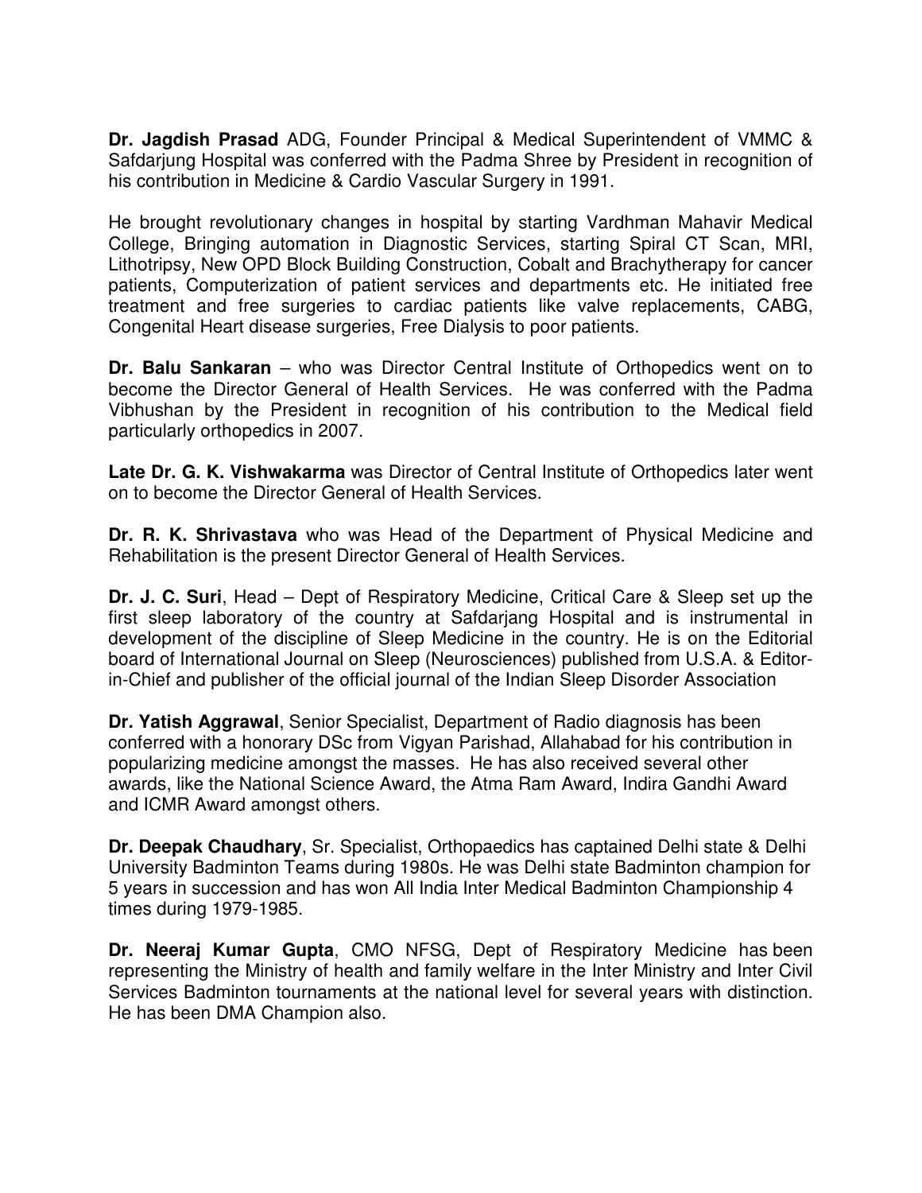**Dr. Jagdish Prasad** ADG, Founder Principal & Medical Superintendent of VMMC & Safdarjung Hospital was conferred with the Padma Shree by President in recognition of his contribution in Medicine & Cardio Vascular Surgery in 1991.

He brought revolutionary changes in hospital by starting Vardhman Mahavir Medical College, Bringing automation in Diagnostic Services, starting Spiral CT Scan, MRI, Lithotripsy, New OPD Block Building Construction, Cobalt and Brachytherapy for cancer patients, Computerization of patient services and departments etc. He initiated free treatment and free surgeries to cardiac patients like valve replacements, CABG, Congenital Heart disease surgeries, Free Dialysis to poor patients.

**Dr. Balu Sankaran** – who was Director Central Institute of Orthopedics went on to become the Director General of Health Services. He was conferred with the Padma Vibhushan by the President in recognition of his contribution to the Medical field particularly orthopedics in 2007.

**Late Dr. G. K. Vishwakarma** was Director of Central Institute of Orthopedics later went on to become the Director General of Health Services.

**Dr. R. K. Shrivastava** who was Head of the Department of Physical Medicine and Rehabilitation is the present Director General of Health Services.

**Dr. J. C. Suri**, Head – Dept of Respiratory Medicine, Critical Care & Sleep set up the first sleep laboratory of the country at Safdarjang Hospital and is instrumental in development of the discipline of Sleep Medicine in the country. He is on the Editorial board of International Journal on Sleep (Neurosciences) published from U.S.A. & Editor-in-Chief and publisher of the official journal of the Indian Sleep Disorder Association

**Dr. Yatish Aggrawal**, Senior Specialist, Department of Radio diagnosis has been conferred with a honorary DSc from Vigyan Parishad, Allahabad for his contribution in popularizing medicine amongst the masses. He has also received several other awards, like the National Science Award, the Atma Ram Award, Indira Gandhi Award and ICMR Award amongst others.

**Dr. Deepak Chaudhary**, Sr. Specialist, Orthopaedics has captained Delhi state & Delhi University Badminton Teams during 1980s. He was Delhi state Badminton champion for 5 years in succession and has won All India Inter Medical Badminton Championship 4 times during 1979-1985.

**Dr. Neeraj Kumar Gupta**, CMO NFSG, Dept of Respiratory Medicine has been representing the Ministry of health and family welfare in the Inter Ministry and Inter Civil Services Badminton tournaments at the national level for several years with distinction. He has been DMA Champion also.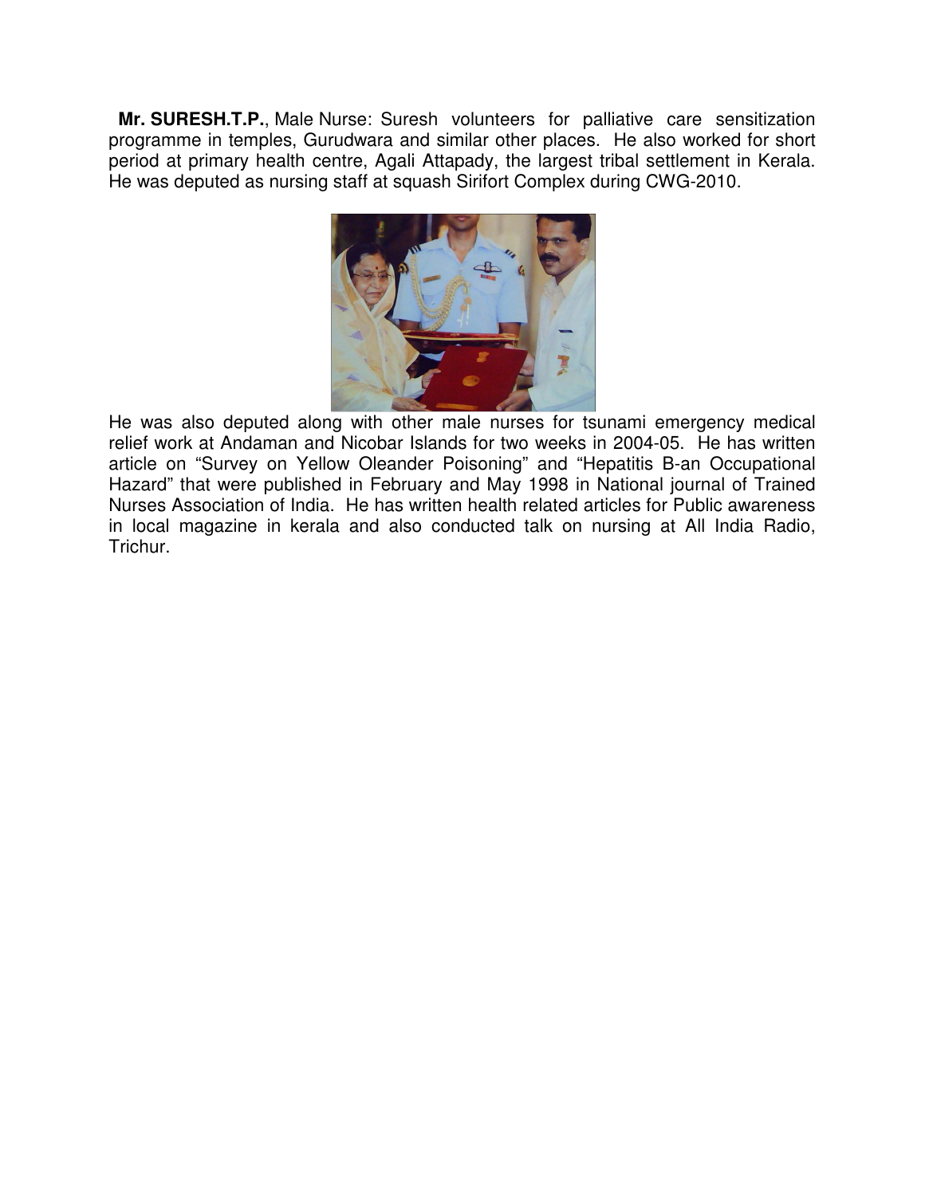**Mr. SURESH.T.P.**, Male Nurse: Suresh volunteers for palliative care sensitization programme in temples, Gurudwara and similar other places. He also worked for short period at primary health centre, Agali Attapady, the largest tribal settlement in Kerala. He was deputed as nursing staff at squash Sirifort Complex during CWG-2010.

He was also deputed along with other male nurses for tsunami emergency medical relief work at Andaman and Nicobar Islands for two weeks in 2004-05. He has written article on "Survey on Yellow Oleander Poisoning" and "Hepatitis B-an Occupational Hazard" that were published in February and May 1998 in National journal of Trained Nurses Association of India. He has written health related articles for Public awareness in local magazine in kerala and also conducted talk on nursing at All India Radio, Trichur.